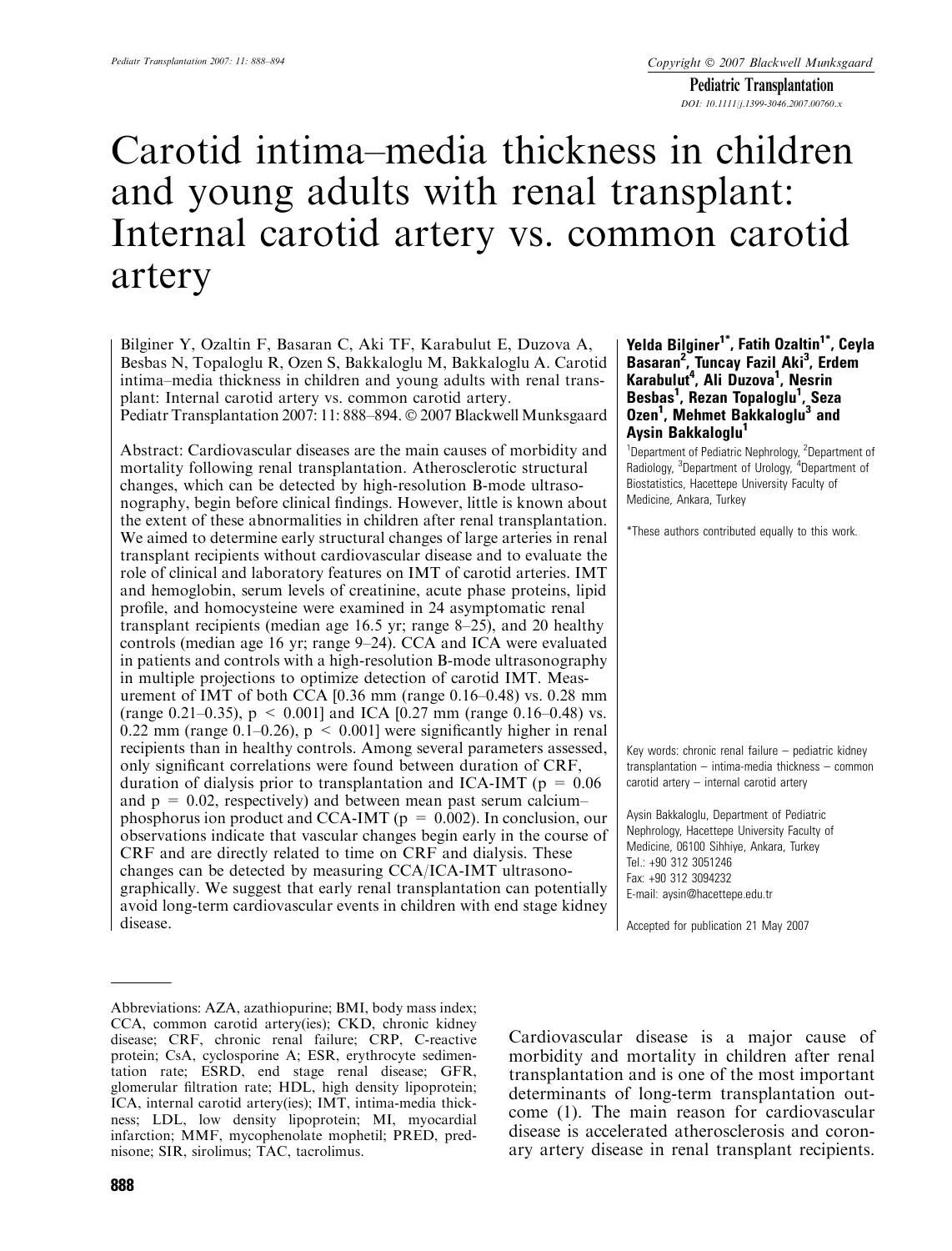# Carotid intima–media thickness in children and young adults with renal transplant: Internal carotid artery vs. common carotid artery

**Yelda Bilginer[1*], Fatih Ozaltin[1*], Ceyla Basaran[2], Tuncay Fazil Aki[3], Erdem Karabulut[4], Ali Duzova[1], Nesrin Besbas[1], Rezan Topaloglu[1], Seza Ozen[1], Mehmet Bakkaloglu[3] and Aysin Bakkaloglu[1]**

[1]Department of Pediatric Nephrology, [2]Department of Radiology, [3]Department of Urology, [4]Department of Biostatistics, Hacettepe University Faculty of Medicine, Ankara, Turkey

*These authors contributed equally to this work.

Bilginer Y, Ozaltin F, Basaran C, Aki TF, Karabulut E, Duzova A, Besbas N, Topaloglu R, Ozen S, Bakkaloglu M, Bakkaloglu A. Carotid intima–media thickness in children and young adults with renal transplant: Internal carotid artery vs. common carotid artery.
Pediatr Transplantation 2007: 11: 888–894. © 2007 Blackwell Munksgaard

Abstract: Cardiovascular diseases are the main causes of morbidity and mortality following renal transplantation. Atherosclerotic structural changes, which can be detected by high-resolution B-mode ultrasonography, begin before clinical findings. However, little is known about the extent of these abnormalities in children after renal transplantation. We aimed to determine early structural changes of large arteries in renal transplant recipients without cardiovascular disease and to evaluate the role of clinical and laboratory features on IMT of carotid arteries. IMT and hemoglobin, serum levels of creatinine, acute phase proteins, lipid profile, and homocysteine were examined in 24 asymptomatic renal transplant recipients (median age 16.5 yr; range 8–25), and 20 healthy controls (median age 16 yr; range 9–24). CCA and ICA were evaluated in patients and controls with a high-resolution B-mode ultrasonography in multiple projections to optimize detection of carotid IMT. Measurement of IMT of both CCA [0.36 mm (range 0.16–0.48) vs. 0.28 mm (range 0.21–0.35), $p < 0.001$] and ICA [0.27 mm (range 0.16–0.48) vs. 0.22 mm (range 0.1–0.26), $p < 0.001$] were significantly higher in renal recipients than in healthy controls. Among several parameters assessed, only significant correlations were found between duration of CRF, duration of dialysis prior to transplantation and ICA-IMT ($p = 0.06$ and $p = 0.02$, respectively) and between mean past serum calcium–phosphorus ion product and CCA-IMT ($p = 0.002$). In conclusion, our observations indicate that vascular changes begin early in the course of CRF and are directly related to time on CRF and dialysis. These changes can be detected by measuring CCA/ICA-IMT ultrasonographically. We suggest that early renal transplantation can potentially avoid long-term cardiovascular events in children with end stage kidney disease.

Key words: chronic renal failure – pediatric kidney transplantation – intima-media thickness – common carotid artery – internal carotid artery

Aysin Bakkaloglu, Department of Pediatric Nephrology, Hacettepe University Faculty of Medicine, 06100 Sihhiye, Ankara, Turkey
Tel.: +90 312 3051246
Fax: +90 312 3094232
E-mail: aysin@hacettepe.edu.tr

Accepted for publication 21 May 2007

Abbreviations: AZA, azathiopurine; BMI, body mass index; CCA, common carotid artery(ies); CKD, chronic kidney disease; CRF, chronic renal failure; CRP, C-reactive protein; CsA, cyclosporine A; ESR, erythrocyte sedimentation rate; ESRD, end stage renal disease; GFR, glomerular filtration rate; HDL, high density lipoprotein; ICA, internal carotid artery(ies); IMT, intima-media thickness; LDL, low density lipoprotein; MI, myocardial infarction; MMF, mycophenolate mophetil; PRED, prednisone; SIR, sirolimus; TAC, tacrolimus.

Cardiovascular disease is a major cause of morbidity and mortality in children after renal transplantation and is one of the most important determinants of long-term transplantation outcome (1). The main reason for cardiovascular disease is accelerated atherosclerosis and coronary artery disease in renal transplant recipients.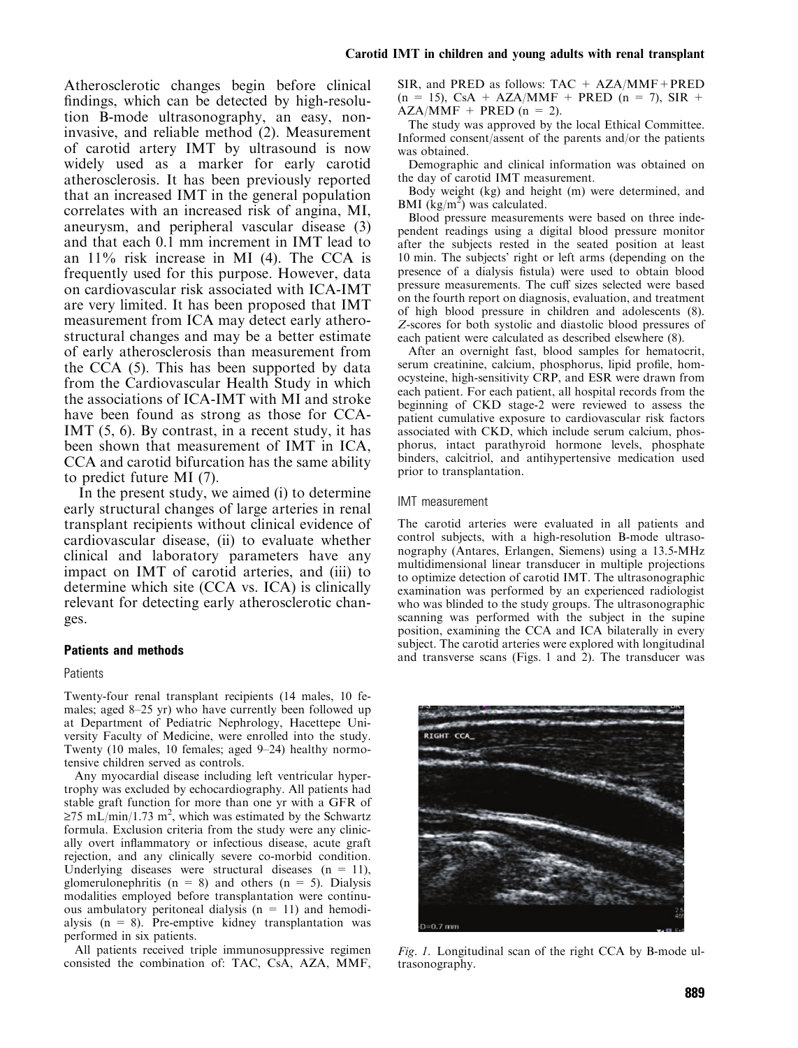Atherosclerotic changes begin before clinical findings, which can be detected by high-resolution B-mode ultrasonography, an easy, non-invasive, and reliable method (2). Measurement of carotid artery IMT by ultrasound is now widely used as a marker for early carotid atherosclerosis. It has been previously reported that an increased IMT in the general population correlates with an increased risk of angina, MI, aneurysm, and peripheral vascular disease (3) and that each 0.1 mm increment in IMT lead to an 11% risk increase in MI (4). The CCA is frequently used for this purpose. However, data on cardiovascular risk associated with ICA-IMT are very limited. It has been proposed that IMT measurement from ICA may detect early atherostructural changes and may be a better estimate of early atherosclerosis than measurement from the CCA (5). This has been supported by data from the Cardiovascular Health Study in which the associations of ICA-IMT with MI and stroke have been found as strong as those for CCA-IMT (5, 6). By contrast, in a recent study, it has been shown that measurement of IMT in ICA, CCA and carotid bifurcation has the same ability to predict future MI (7).

In the present study, we aimed (i) to determine early structural changes of large arteries in renal transplant recipients without clinical evidence of cardiovascular disease, (ii) to evaluate whether clinical and laboratory parameters have any impact on IMT of carotid arteries, and (iii) to determine which site (CCA vs. ICA) is clinically relevant for detecting early atherosclerotic changes.

## Patients and methods

### Patients

Twenty-four renal transplant recipients (14 males, 10 females; aged 8–25 yr) who have currently been followed up at Department of Pediatric Nephrology, Hacettepe University Faculty of Medicine, were enrolled into the study. Twenty (10 males, 10 females; aged 9–24) healthy normotensive children served as controls.

Any myocardial disease including left ventricular hypertrophy was excluded by echocardiography. All patients had stable graft function for more than one yr with a GFR of $\geq$75 mL/min/1.73 $m^2$, which was estimated by the Schwartz formula. Exclusion criteria from the study were any clinically overt inflammatory or infectious disease, acute graft rejection, and any clinically severe co-morbid condition. Underlying diseases were structural diseases (n = 11), glomerulonephritis (n = 8) and others (n = 5). Dialysis modalities employed before transplantation were continuous ambulatory peritoneal dialysis (n = 11) and hemodialysis (n = 8). Pre-emptive kidney transplantation was performed in six patients.

All patients received triple immunosuppressive regimen consisted the combination of: TAC, CsA, AZA, MMF, SIR, and PRED as follows: TAC + AZA/MMF + PRED (n = 15), CsA + AZA/MMF + PRED (n = 7), SIR + AZA/MMF + PRED (n = 2).

The study was approved by the local Ethical Committee. Informed consent/assent of the parents and/or the patients was obtained.

Demographic and clinical information was obtained on the day of carotid IMT measurement.

Body weight (kg) and height (m) were determined, and BMI (kg/$m^2$) was calculated.

Blood pressure measurements were based on three independent readings using a digital blood pressure monitor after the subjects rested in the seated position at least 10 min. The subjects' right or left arms (depending on the presence of a dialysis fistula) were used to obtain blood pressure measurements. The cuff sizes selected were based on the fourth report on diagnosis, evaluation, and treatment of high blood pressure in children and adolescents (8). *Z*-scores for both systolic and diastolic blood pressures of each patient were calculated as described elsewhere (8).

After an overnight fast, blood samples for hematocrit, serum creatinine, calcium, phosphorus, lipid profile, homocysteine, high-sensitivity CRP, and ESR were drawn from each patient. For each patient, all hospital records from the beginning of CKD stage-2 were reviewed to assess the patient cumulative exposure to cardiovascular risk factors associated with CKD, which include serum calcium, phosphorus, intact parathyroid hormone levels, phosphate binders, calcitriol, and antihypertensive medication used prior to transplantation.

### IMT measurement

The carotid arteries were evaluated in all patients and control subjects, with a high-resolution B-mode ultrasonography (Antares, Erlangen, Siemens) using a 13.5-MHz multidimensional linear transducer in multiple projections to optimize detection of carotid IMT. The ultrasonographic examination was performed by an experienced radiologist who was blinded to the study groups. The ultrasonographic scanning was performed with the subject in the supine position, examining the CCA and ICA bilaterally in every subject. The carotid arteries were explored with longitudinal and transverse scans (Figs. 1 and 2). The transducer was

*Fig. 1.* Longitudinal scan of the right CCA by B-mode ultrasonography.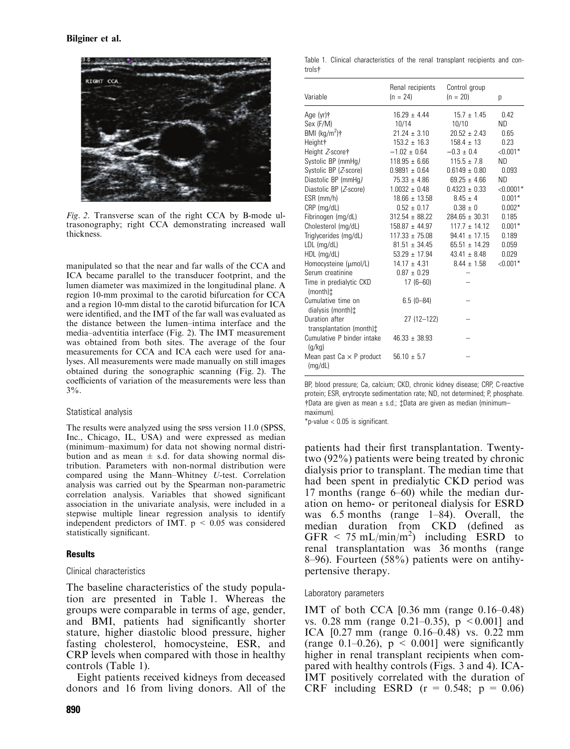*Fig. 2.* Transverse scan of the right CCA by B-mode ultrasonography; right CCA demonstrating increased wall thickness.

manipulated so that the near and far walls of the CCA and ICA became parallel to the transducer footprint, and the lumen diameter was maximized in the longitudinal plane. A region 10-mm proximal to the carotid bifurcation for CCA and a region 10-mm distal to the carotid bifurcation for ICA were identified, and the IMT of the far wall was evaluated as the distance between the lumen–intima interface and the media–adventitia interface (Fig. 2). The IMT measurement was obtained from both sites. The average of the four measurements for CCA and ICA each were used for analyses. All measurements were made manually on still images obtained during the sonographic scanning (Fig. 2). The coefficients of variation of the measurements were less than 3%.

### Statistical analysis

The results were analyzed using the SPSS version 11.0 (SPSS, Inc., Chicago, IL, USA) and were expressed as median (minimum–maximum) for data not showing normal distribution and as mean ± s.d. for data showing normal distribution. Parameters with non-normal distribution were compared using the Mann–Whitney *U*-test. Correlation analysis was carried out by the Spearman non-parametric correlation analysis. Variables that showed significant association in the univariate analysis, were included in a stepwise multiple linear regression analysis to identify independent predictors of IMT. $p < 0.05$ was considered statistically significant.

## Results

### Clinical characteristics

The baseline characteristics of the study population are presented in Table 1. Whereas the groups were comparable in terms of age, gender, and BMI, patients had significantly shorter stature, higher diastolic blood pressure, higher fasting cholesterol, homocysteine, ESR, and CRP levels when compared with those in healthy controls (Table 1).

Eight patients received kidneys from deceased donors and 16 from living donors. All of the patients had their first transplantation. Twenty-two (92%) patients were being treated by chronic dialysis prior to transplant. The median time that had been spent in predialytic CKD period was 17 months (range 6–60) while the median duration on hemo- or peritoneal dialysis for ESRD was 6.5 months (range 1–84). Overall, the median duration from CKD (defined as GFR < 75 mL/min/m$^2$) including ESRD to renal transplantation was 36 months (range 8–96). Fourteen (58%) patients were on antihypertensive therapy.

Table 1. Clinical characteristics of the renal transplant recipients and controls†

| Variable | Renal recipients (n = 24) | Control group (n = 20) | p |
|---|---|---|---|
| Age (yr)† | 16.29 ± 4.44 | 15.7 ± 1.45 | 0.42 |
| Sex (F/M) | 10/14 | 10/10 | ND |
| BMI (kg/m$^2$)† | 21.24 ± 3.10 | 20.52 ± 2.43 | 0.65 |
| Height† | 153.2 ± 16.3 | 158.4 ± 13 | 0.23 |
| Height *Z*-score† | −1.02 ± 0.64 | −0.3 ± 0.4 | <0.001* |
| Systolic BP (mmHg) | 118.95 ± 6.66 | 115.5 ± 7.8 | ND |
| Systolic BP (*Z*-score) | 0.9891 ± 0.64 | 0.6149 ± 0.80 | 0.093 |
| Diastolic BP (mmHg) | 75.33 ± 4.86 | 69.25 ± 4.66 | ND |
| Diastolic BP (*Z*-score) | 1.0032 ± 0.48 | 0.4323 ± 0.33 | <0.0001* |
| ESR (mm/h) | 18.66 ± 13.58 | 8.45 ± 4 | 0.001* |
| CRP (mg/dL) | 0.52 ± 0.17 | 0.38 ± 0 | 0.002* |
| Fibrinogen (mg/dL) | 312.54 ± 88.22 | 284.65 ± 30.31 | 0.185 |
| Cholesterol (mg/dL) | 158.87 ± 44.97 | 117.7 ± 14.12 | 0.001* |
| Triglycerides (mg/dL) | 117.33 ± 75.08 | 94.41 ± 17.15 | 0.189 |
| LDL (mg/dL) | 81.51 ± 34.45 | 65.51 ± 14.29 | 0.059 |
| HDL (mg/dL) | 53.29 ± 17.94 | 43.41 ± 8.48 | 0.029 |
| Homocysteine (μmol/L) | 14.17 ± 4.31 | 8.44 ± 1.58 | <0.001* |
| Serum creatinine | 0.87 ± 0.29 | – | |
| Time in predialytic CKD (month)‡ | 17 (6–60) | – | |
| Cumulative time on dialysis (month)‡ | 6.5 (0–84) | – | |
| Duration after transplantation (month)‡ | 27 (12–122) | – | |
| Cumulative P binder intake (g/kg) | 46.33 ± 38.93 | – | |
| Mean past Ca × P product (mg/dL) | 56.10 ± 5.7 | – | |

BP, blood pressure; Ca, calcium; CKD, chronic kidney disease; CRP, C-reactive protein; ESR, erytrocyte sedimentation rate; ND, not determined; P, phosphate.
†Data are given as mean ± s.d.; ‡Data are given as median (minimum–maximum).
*p-value < 0.05 is significant.

### Laboratory parameters

IMT of both CCA [0.36 mm (range 0.16–0.48) vs. 0.28 mm (range 0.21–0.35), $p < 0.001$] and ICA [0.27 mm (range 0.16–0.48) vs. 0.22 mm (range 0.1–0.26), $p < 0.001$] were significantly higher in renal transplant recipients when compared with healthy controls (Figs. 3 and 4). ICA-IMT positively correlated with the duration of CRF including ESRD ($r = 0.548$; $p = 0.06$)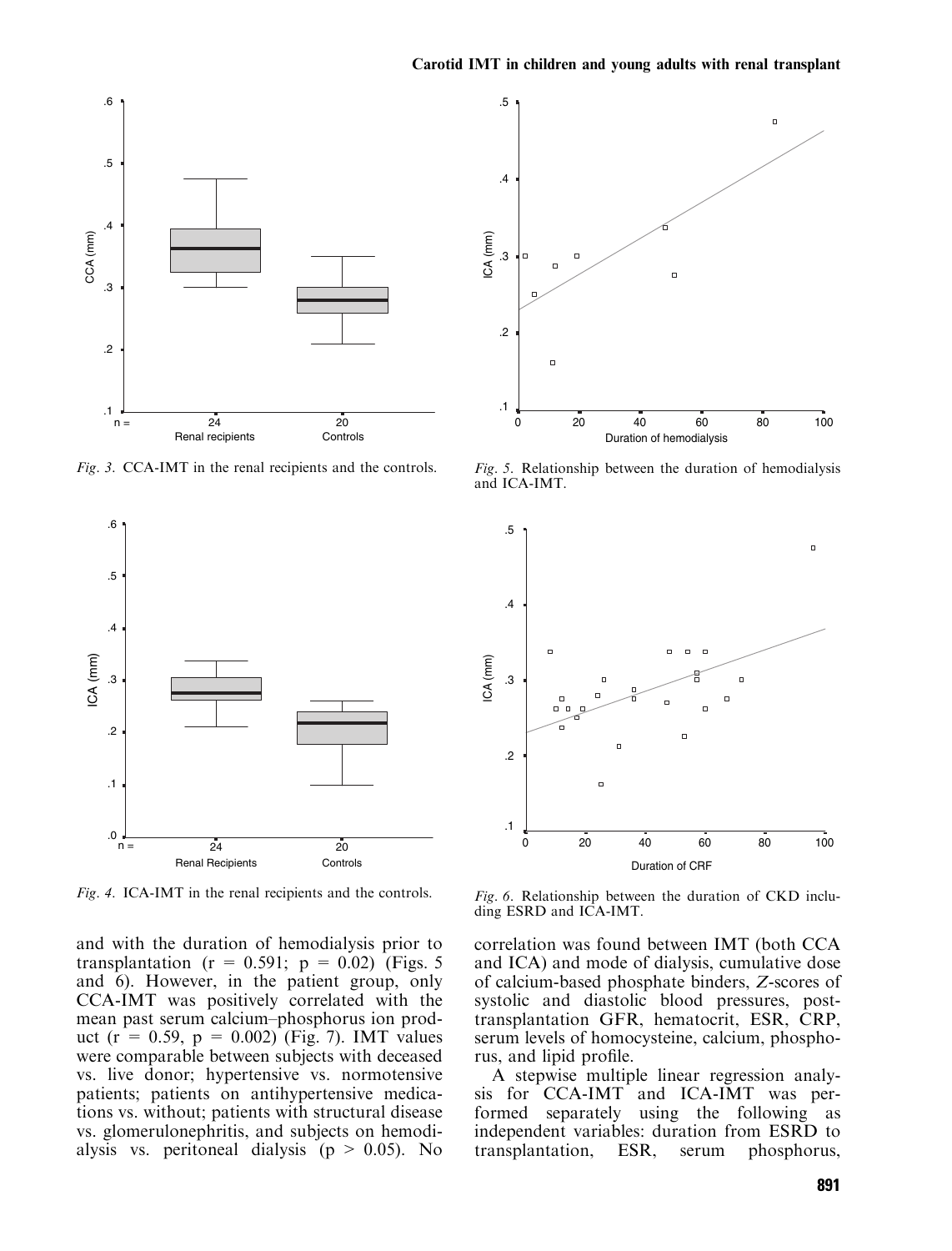.6
.5
.4
.3
.2
.1
CCA (mm)
n = 24 Renal recipients
20 Controls

*Fig. 3.* CCA-IMT in the renal recipients and the controls.

.6
.5
.4
.3
.2
.1
.0
ICA (mm)
n = 24 Renal Recipients
20 Controls

*Fig. 4.* ICA-IMT in the renal recipients and the controls.

.5
.4
.3
.2
.1
ICA (mm)
0 20 40 60 80 100
Duration of hemodialysis

*Fig. 5.* Relationship between the duration of hemodialysis and ICA-IMT.

.5
.4
.3
.2
.1
ICA (mm)
0 20 40 60 80 100
Duration of CRF

*Fig. 6.* Relationship between the duration of CKD including ESRD and ICA-IMT.

and with the duration of hemodialysis prior to transplantation ($r = 0.591$; $p = 0.02$) (Figs. 5 and 6). However, in the patient group, only CCA-IMT was positively correlated with the mean past serum calcium–phosphorus ion product ($r = 0.59$, $p = 0.002$) (Fig. 7). IMT values were comparable between subjects with deceased vs. live donor; hypertensive vs. normotensive patients; patients on antihypertensive medications vs. without; patients with structural disease vs. glomerulonephritis, and subjects on hemodialysis vs. peritoneal dialysis ($p > 0.05$). No correlation was found between IMT (both CCA and ICA) and mode of dialysis, cumulative dose of calcium-based phosphate binders, *Z*-scores of systolic and diastolic blood pressures, post-transplantation GFR, hematocrit, ESR, CRP, serum levels of homocysteine, calcium, phosphorus, and lipid profile.

A stepwise multiple linear regression analysis for CCA-IMT and ICA-IMT was performed separately using the following as independent variables: duration from ESRD to transplantation, ESR, serum phosphorus,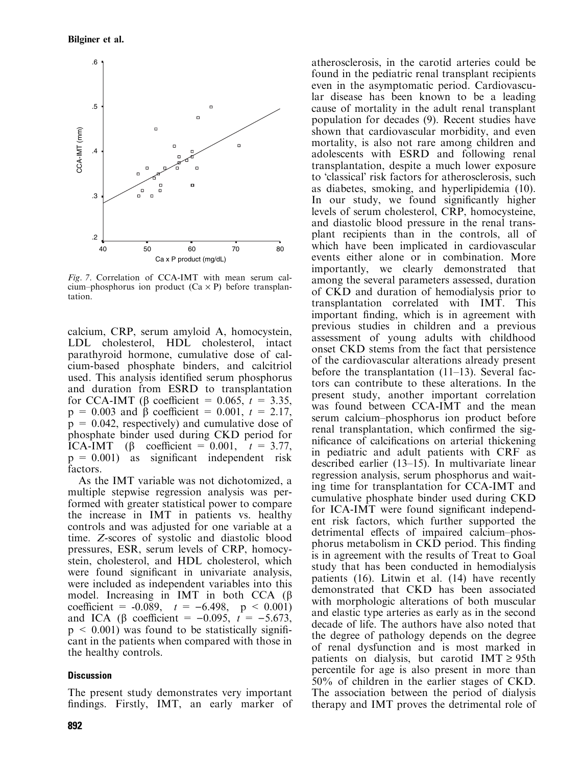.6

.5

.4

.3

.2

CCA-IMT (mm)

40 50 60 70 80

Ca x P product (mg/dL)

*Fig. 7.* Correlation of CCA-IMT with mean serum calcium–phosphorus ion product (Ca × P) before transplantation.

calcium, CRP, serum amyloid A, homocystein, LDL cholesterol, HDL cholesterol, intact parathyroid hormone, cumulative dose of calcium-based phosphate binders, and calcitriol used. This analysis identified serum phosphorus and duration from ESRD to transplantation for CCA-IMT (β coefficient = 0.065, $t = 3.35$, $p = 0.003$ and β coefficient = 0.001, $t = 2.17$, $p = 0.042$, respectively) and cumulative dose of phosphate binder used during CKD period for ICA-IMT (β coefficient = 0.001, $t = 3.77$, $p = 0.001$) as significant independent risk factors.

As the IMT variable was not dichotomized, a multiple stepwise regression analysis was performed with greater statistical power to compare the increase in IMT in patients vs. healthy controls and was adjusted for one variable at a time. *Z*-scores of systolic and diastolic blood pressures, ESR, serum levels of CRP, homocystein, cholesterol, and HDL cholesterol, which were found significant in univariate analysis, were included as independent variables into this model. Increasing in IMT in both CCA (β coefficient = -0.089, $t = -6.498$, $p < 0.001$) and ICA (β coefficient = −0.095, $t = -5.673$, $p < 0.001$) was found to be statistically significant in the patients when compared with those in the healthy controls.

## Discussion

The present study demonstrates very important findings. Firstly, IMT, an early marker of atherosclerosis, in the carotid arteries could be found in the pediatric renal transplant recipients even in the asymptomatic period. Cardiovascular disease has been known to be a leading cause of mortality in the adult renal transplant population for decades (9). Recent studies have shown that cardiovascular morbidity, and even mortality, is also not rare among children and adolescents with ESRD and following renal transplantation, despite a much lower exposure to 'classical' risk factors for atherosclerosis, such as diabetes, smoking, and hyperlipidemia (10). In our study, we found significantly higher levels of serum cholesterol, CRP, homocysteine, and diastolic blood pressure in the renal transplant recipients than in the controls, all of which have been implicated in cardiovascular events either alone or in combination. More importantly, we clearly demonstrated that among the several parameters assessed, duration of CKD and duration of hemodialysis prior to transplantation correlated with IMT. This important finding, which is in agreement with previous studies in children and a previous assessment of young adults with childhood onset CKD stems from the fact that persistence of the cardiovascular alterations already present before the transplantation (11–13). Several factors can contribute to these alterations. In the present study, another important correlation was found between CCA-IMT and the mean serum calcium–phosphorus ion product before renal transplantation, which confirmed the significance of calcifications on arterial thickening in pediatric and adult patients with CRF as described earlier (13–15). In multivariate linear regression analysis, serum phosphorus and waiting time for transplantation for CCA-IMT and cumulative phosphate binder used during CKD for ICA-IMT were found significant independent risk factors, which further supported the detrimental effects of impaired calcium–phosphorus metabolism in CKD period. This finding is in agreement with the results of Treat to Goal study that has been conducted in hemodialysis patients (16). Litwin et al. (14) have recently demonstrated that CKD has been associated with morphologic alterations of both muscular and elastic type arteries as early as in the second decade of life. The authors have also noted that the degree of pathology depends on the degree of renal dysfunction and is most marked in patients on dialysis, but carotid IMT ≥ 95th percentile for age is also present in more than 50% of children in the earlier stages of CKD. The association between the period of dialysis therapy and IMT proves the detrimental role of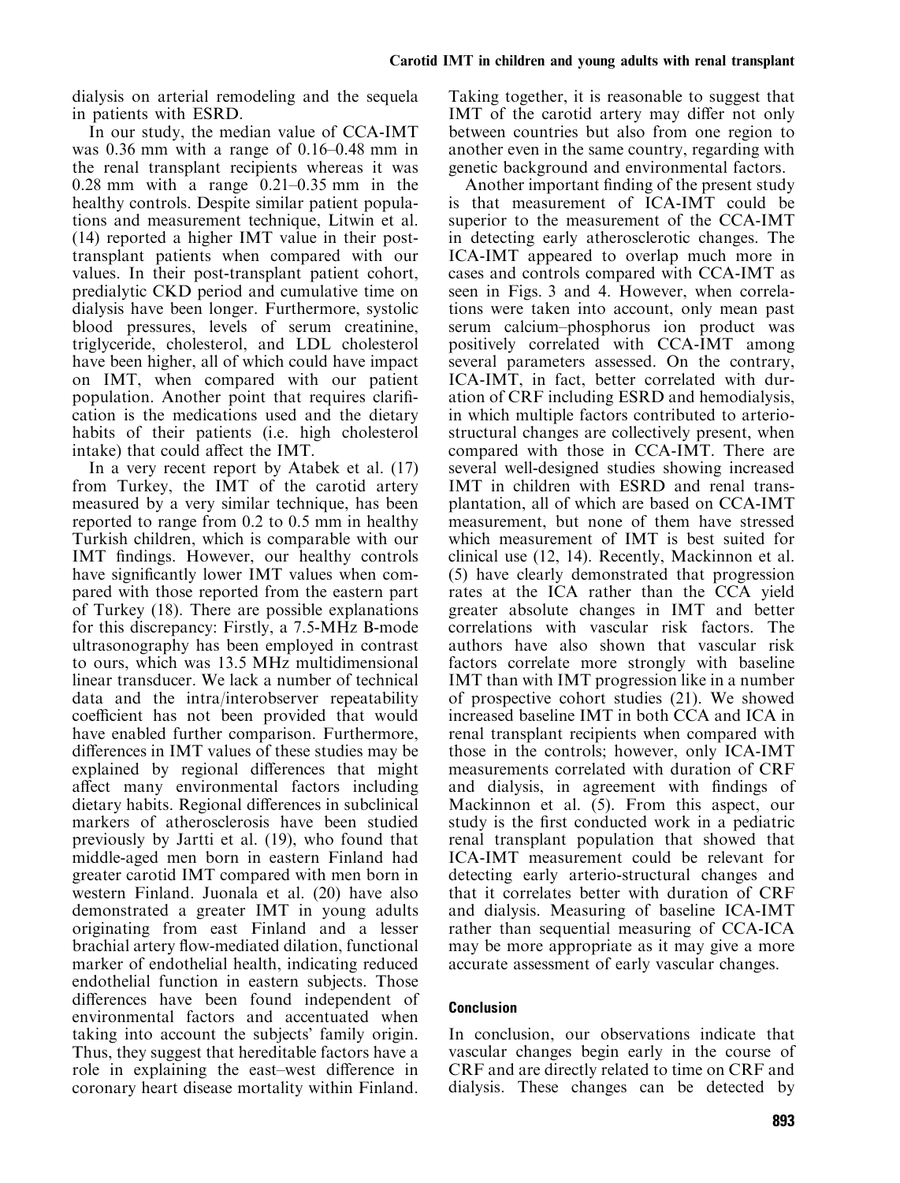dialysis on arterial remodeling and the sequela in patients with ESRD.

In our study, the median value of CCA-IMT was 0.36 mm with a range of 0.16–0.48 mm in the renal transplant recipients whereas it was 0.28 mm with a range 0.21–0.35 mm in the healthy controls. Despite similar patient populations and measurement technique, Litwin et al. (14) reported a higher IMT value in their post-transplant patients when compared with our values. In their post-transplant patient cohort, predialytic CKD period and cumulative time on dialysis have been longer. Furthermore, systolic blood pressures, levels of serum creatinine, triglyceride, cholesterol, and LDL cholesterol have been higher, all of which could have impact on IMT, when compared with our patient population. Another point that requires clarification is the medications used and the dietary habits of their patients (i.e. high cholesterol intake) that could affect the IMT.

In a very recent report by Atabek et al. (17) from Turkey, the IMT of the carotid artery measured by a very similar technique, has been reported to range from 0.2 to 0.5 mm in healthy Turkish children, which is comparable with our IMT findings. However, our healthy controls have significantly lower IMT values when compared with those reported from the eastern part of Turkey (18). There are possible explanations for this discrepancy: Firstly, a 7.5-MHz B-mode ultrasonography has been employed in contrast to ours, which was 13.5 MHz multidimensional linear transducer. We lack a number of technical data and the intra/interobserver repeatability coefficient has not been provided that would have enabled further comparison. Furthermore, differences in IMT values of these studies may be explained by regional differences that might affect many environmental factors including dietary habits. Regional differences in subclinical markers of atherosclerosis have been studied previously by Jartti et al. (19), who found that middle-aged men born in eastern Finland had greater carotid IMT compared with men born in western Finland. Juonala et al. (20) have also demonstrated a greater IMT in young adults originating from east Finland and a lesser brachial artery flow-mediated dilation, functional marker of endothelial health, indicating reduced endothelial function in eastern subjects. Those differences have been found independent of environmental factors and accentuated when taking into account the subjects' family origin. Thus, they suggest that hereditable factors have a role in explaining the east–west difference in coronary heart disease mortality within Finland. Taking together, it is reasonable to suggest that IMT of the carotid artery may differ not only between countries but also from one region to another even in the same country, regarding with genetic background and environmental factors.

Another important finding of the present study is that measurement of ICA-IMT could be superior to the measurement of the CCA-IMT in detecting early atherosclerotic changes. The ICA-IMT appeared to overlap much more in cases and controls compared with CCA-IMT as seen in Figs. 3 and 4. However, when correlations were taken into account, only mean past serum calcium–phosphorus ion product was positively correlated with CCA-IMT among several parameters assessed. On the contrary, ICA-IMT, in fact, better correlated with duration of CRF including ESRD and hemodialysis, in which multiple factors contributed to arterio-structural changes are collectively present, when compared with those in CCA-IMT. There are several well-designed studies showing increased IMT in children with ESRD and renal transplantation, all of which are based on CCA-IMT measurement, but none of them have stressed which measurement of IMT is best suited for clinical use (12, 14). Recently, Mackinnon et al. (5) have clearly demonstrated that progression rates at the ICA rather than the CCA yield greater absolute changes in IMT and better correlations with vascular risk factors. The authors have also shown that vascular risk factors correlate more strongly with baseline IMT than with IMT progression like in a number of prospective cohort studies (21). We showed increased baseline IMT in both CCA and ICA in renal transplant recipients when compared with those in the controls; however, only ICA-IMT measurements correlated with duration of CRF and dialysis, in agreement with findings of Mackinnon et al. (5). From this aspect, our study is the first conducted work in a pediatric renal transplant population that showed that ICA-IMT measurement could be relevant for detecting early arterio-structural changes and that it correlates better with duration of CRF and dialysis. Measuring of baseline ICA-IMT rather than sequential measuring of CCA-ICA may be more appropriate as it may give a more accurate assessment of early vascular changes.

## Conclusion

In conclusion, our observations indicate that vascular changes begin early in the course of CRF and are directly related to time on CRF and dialysis. These changes can be detected by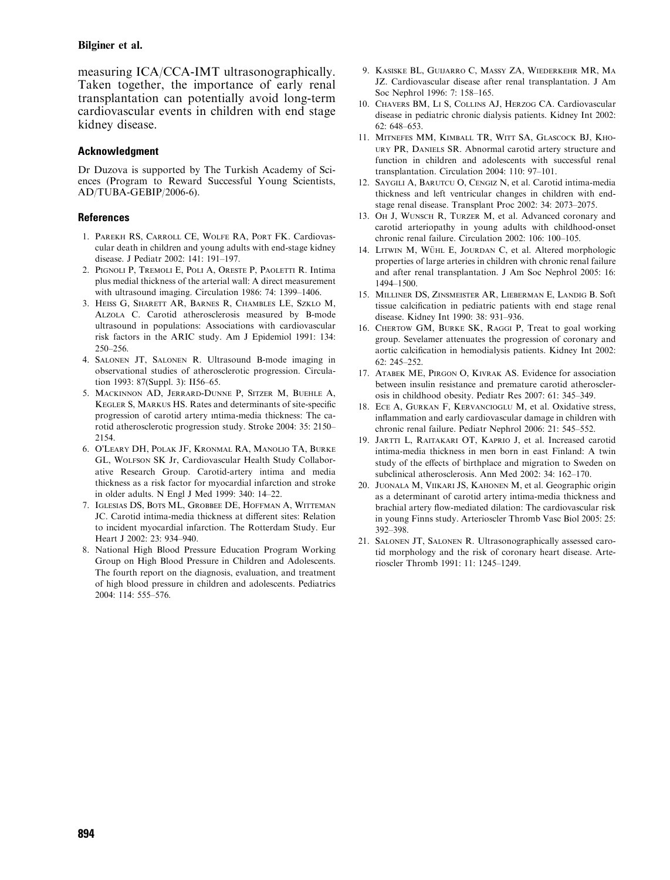measuring ICA/CCA-IMT ultrasonographically. Taken together, the importance of early renal transplantation can potentially avoid long-term cardiovascular events in children with end stage kidney disease.

## Acknowledgment

Dr Duzova is supported by The Turkish Academy of Sciences (Program to Reward Successful Young Scientists, AD/TUBA-GEBIP/2006-6).

## References

1. Parekh RS, Carroll CE, Wolfe RA, Port FK. Cardiovascular death in children and young adults with end-stage kidney disease. J Pediatr 2002: 141: 191–197.
2. Pignoli P, Tremoli E, Poli A, Oreste P, Paoletti R. Intima plus medial thickness of the arterial wall: A direct measurement with ultrasound imaging. Circulation 1986: 74: 1399–1406.
3. Heiss G, Sharett AR, Barnes R, Chambles LE, Szklo M, Alzola C. Carotid atherosclerosis measured by B-mode ultrasound in populations: Associations with cardiovascular risk factors in the ARIC study. Am J Epidemiol 1991: 134: 250–256.
4. Salonen JT, Salonen R. Ultrasound B-mode imaging in observational studies of atherosclerotic progression. Circulation 1993: 87(Suppl. 3): II56–65.
5. Mackinnon AD, Jerrard-Dunne P, Sitzer M, Buehle A, Kegler S, Markus HS. Rates and determinants of site-specific progression of carotid artery intima-media thickness: The carotid atherosclerotic progression study. Stroke 2004: 35: 2150–2154.
6. O'Leary DH, Polak JF, Kronmal RA, Manolio TA, Burke GL, Wolfson SK Jr, Cardiovascular Health Study Collaborative Research Group. Carotid-artery intima and media thickness as a risk factor for myocardial infarction and stroke in older adults. N Engl J Med 1999: 340: 14–22.
7. Iglesias DS, Bots ML, Grobbee DE, Hoffman A, Witteman JC. Carotid intima-media thickness at different sites: Relation to incident myocardial infarction. The Rotterdam Study. Eur Heart J 2002: 23: 934–940.
8. National High Blood Pressure Education Program Working Group on High Blood Pressure in Children and Adolescents. The fourth report on the diagnosis, evaluation, and treatment of high blood pressure in children and adolescents. Pediatrics 2004: 114: 555–576.
9. Kasiske BL, Guijarro C, Massy ZA, Wiederkehr MR, Ma JZ. Cardiovascular disease after renal transplantation. J Am Soc Nephrol 1996: 7: 158–165.
10. Chavers BM, Li S, Collins AJ, Herzog CA. Cardiovascular disease in pediatric chronic dialysis patients. Kidney Int 2002: 62: 648–653.
11. Mitnefes MM, Kimball TR, Witt SA, Glascock BJ, Khoury PR, Daniels SR. Abnormal carotid artery structure and function in children and adolescents with successful renal transplantation. Circulation 2004: 110: 97–101.
12. Saygili A, Barutcu O, Cengiz N, et al. Carotid intima-media thickness and left ventricular changes in children with end-stage renal disease. Transplant Proc 2002: 34: 2073–2075.
13. Oh J, Wunsch R, Turzer M, et al. Advanced coronary and carotid arteriopathy in young adults with childhood-onset chronic renal failure. Circulation 2002: 106: 100–105.
14. Litwin M, Wühl E, Jourdan C, et al. Altered morphologic properties of large arteries in children with chronic renal failure and after renal transplantation. J Am Soc Nephrol 2005: 16: 1494–1500.
15. Milliner DS, Zinsmeister AR, Lieberman E, Landig B. Soft tissue calcification in pediatric patients with end stage renal disease. Kidney Int 1990: 38: 931–936.
16. Chertow GM, Burke SK, Raggi P, Treat to goal working group. Sevelamer attenuates the progression of coronary and aortic calcification in hemodialysis patients. Kidney Int 2002: 62: 245–252.
17. Atabek ME, Pirgon O, Kivrak AS. Evidence for association between insulin resistance and premature carotid atherosclerosis in childhood obesity. Pediatr Res 2007: 61: 345–349.
18. Ece A, Gurkan F, Kervancioglu M, et al. Oxidative stress, inflammation and early cardiovascular damage in children with chronic renal failure. Pediatr Nephrol 2006: 21: 545–552.
19. Jartti L, Raitakari OT, Kaprio J, et al. Increased carotid intima-media thickness in men born in east Finland: A twin study of the effects of birthplace and migration to Sweden on subclinical atherosclerosis. Ann Med 2002: 34: 162–170.
20. Juonala M, Viikari JS, Kahonen M, et al. Geographic origin as a determinant of carotid artery intima-media thickness and brachial artery flow-mediated dilation: The cardiovascular risk in young Finns study. Arterioscler Thromb Vasc Biol 2005: 25: 392–398.
21. Salonen JT, Salonen R. Ultrasonographically assessed carotid morphology and the risk of coronary heart disease. Arterioscler Thromb 1991: 11: 1245–1249.